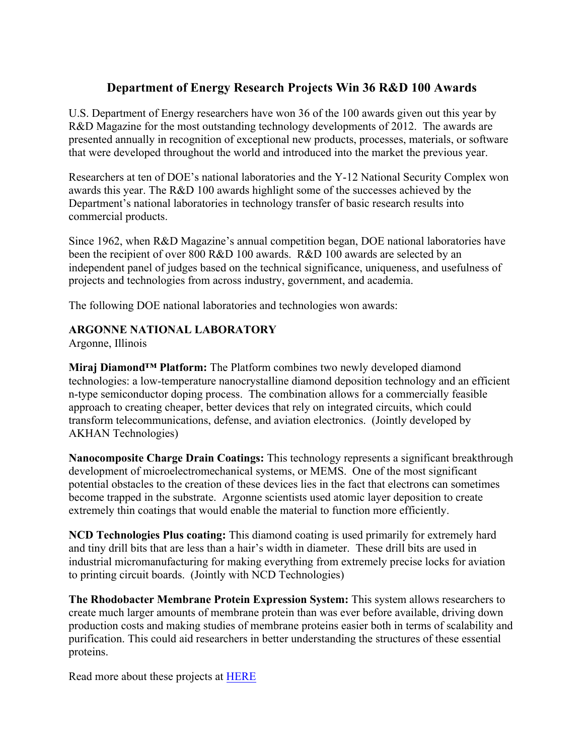# Department of Energy Research Projects Win 36 R&D 100 Awards

U.S. Department of Energy researchers have won 36 of the 100 awards given out this year by R&D Magazine for the most outstanding technology developments of 2012. The awards are presented annually in recognition of exceptional new products, processes, materials, or software that were developed throughout the world and introduced into the market the previous year.

Researchers at ten of DOE's national laboratories and the Y-12 National Security Complex won awards this year. The R&D 100 awards highlight some of the successes achieved by the Department's national laboratories in technology transfer of basic research results into commercial products.

Since 1962, when R&D Magazine's annual competition began, DOE national laboratories have been the recipient of over 800 R&D 100 awards. R&D 100 awards are selected by an independent panel of judges based on the technical significance, uniqueness, and usefulness of projects and technologies from across industry, government, and academia.

The following DOE national laboratories and technologies won awards:

**ARGONNE NATIONAL LABORATORY**
Argonne, Illinois

**Miraj Diamond™ Platform:** The Platform combines two newly developed diamond technologies: a low-temperature nanocrystalline diamond deposition technology and an efficient n-type semiconductor doping process. The combination allows for a commercially feasible approach to creating cheaper, better devices that rely on integrated circuits, which could transform telecommunications, defense, and aviation electronics. (Jointly developed by AKHAN Technologies)

**Nanocomposite Charge Drain Coatings:** This technology represents a significant breakthrough development of microelectromechanical systems, or MEMS. One of the most significant potential obstacles to the creation of these devices lies in the fact that electrons can sometimes become trapped in the substrate. Argonne scientists used atomic layer deposition to create extremely thin coatings that would enable the material to function more efficiently.

**NCD Technologies Plus coating:** This diamond coating is used primarily for extremely hard and tiny drill bits that are less than a hair's width in diameter. These drill bits are used in industrial micromanufacturing for making everything from extremely precise locks for aviation to printing circuit boards. (Jointly with NCD Technologies)

**The Rhodobacter Membrane Protein Expression System:** This system allows researchers to create much larger amounts of membrane protein than was ever before available, driving down production costs and making studies of membrane proteins easier both in terms of scalability and purification. This could aid researchers in better understanding the structures of these essential proteins.

Read more about these projects at HERE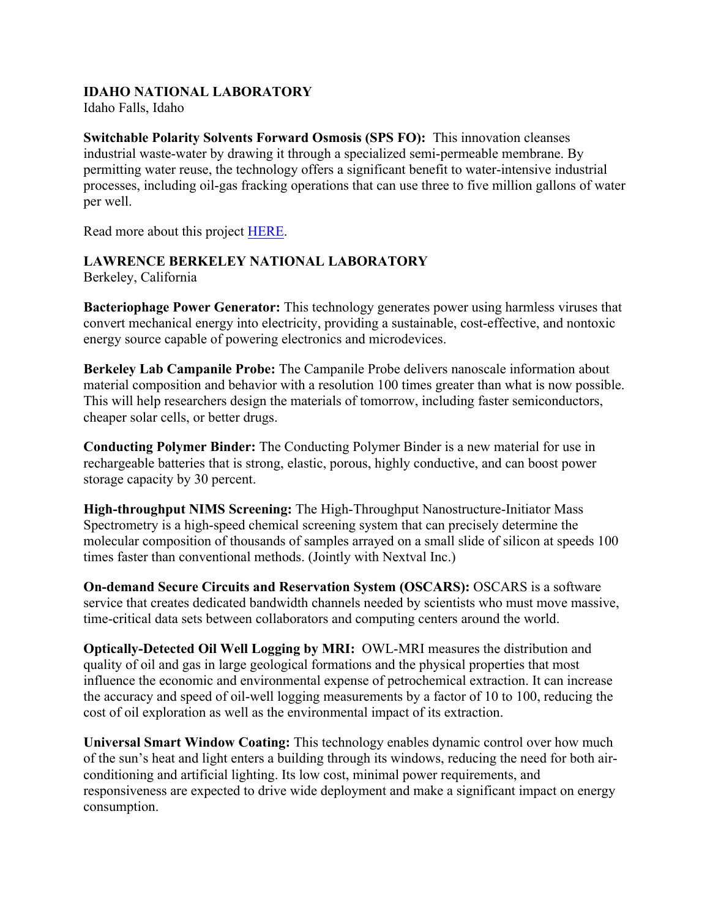**IDAHO NATIONAL LABORATORY**
Idaho Falls, Idaho

**Switchable Polarity Solvents Forward Osmosis (SPS FO):** This innovation cleanses industrial waste-water by drawing it through a specialized semi-permeable membrane. By permitting water reuse, the technology offers a significant benefit to water-intensive industrial processes, including oil-gas fracking operations that can use three to five million gallons of water per well.

Read more about this project HERE.

**LAWRENCE BERKELEY NATIONAL LABORATORY**
Berkeley, California

**Bacteriophage Power Generator:** This technology generates power using harmless viruses that convert mechanical energy into electricity, providing a sustainable, cost-effective, and nontoxic energy source capable of powering electronics and microdevices.

**Berkeley Lab Campanile Probe:** The Campanile Probe delivers nanoscale information about material composition and behavior with a resolution 100 times greater than what is now possible. This will help researchers design the materials of tomorrow, including faster semiconductors, cheaper solar cells, or better drugs.

**Conducting Polymer Binder:** The Conducting Polymer Binder is a new material for use in rechargeable batteries that is strong, elastic, porous, highly conductive, and can boost power storage capacity by 30 percent.

**High-throughput NIMS Screening:** The High-Throughput Nanostructure-Initiator Mass Spectrometry is a high-speed chemical screening system that can precisely determine the molecular composition of thousands of samples arrayed on a small slide of silicon at speeds 100 times faster than conventional methods. (Jointly with Nextval Inc.)

**On-demand Secure Circuits and Reservation System (OSCARS):** OSCARS is a software service that creates dedicated bandwidth channels needed by scientists who must move massive, time-critical data sets between collaborators and computing centers around the world.

**Optically-Detected Oil Well Logging by MRI:** OWL-MRI measures the distribution and quality of oil and gas in large geological formations and the physical properties that most influence the economic and environmental expense of petrochemical extraction. It can increase the accuracy and speed of oil-well logging measurements by a factor of 10 to 100, reducing the cost of oil exploration as well as the environmental impact of its extraction.

**Universal Smart Window Coating:** This technology enables dynamic control over how much of the sun's heat and light enters a building through its windows, reducing the need for both air-conditioning and artificial lighting. Its low cost, minimal power requirements, and responsiveness are expected to drive wide deployment and make a significant impact on energy consumption.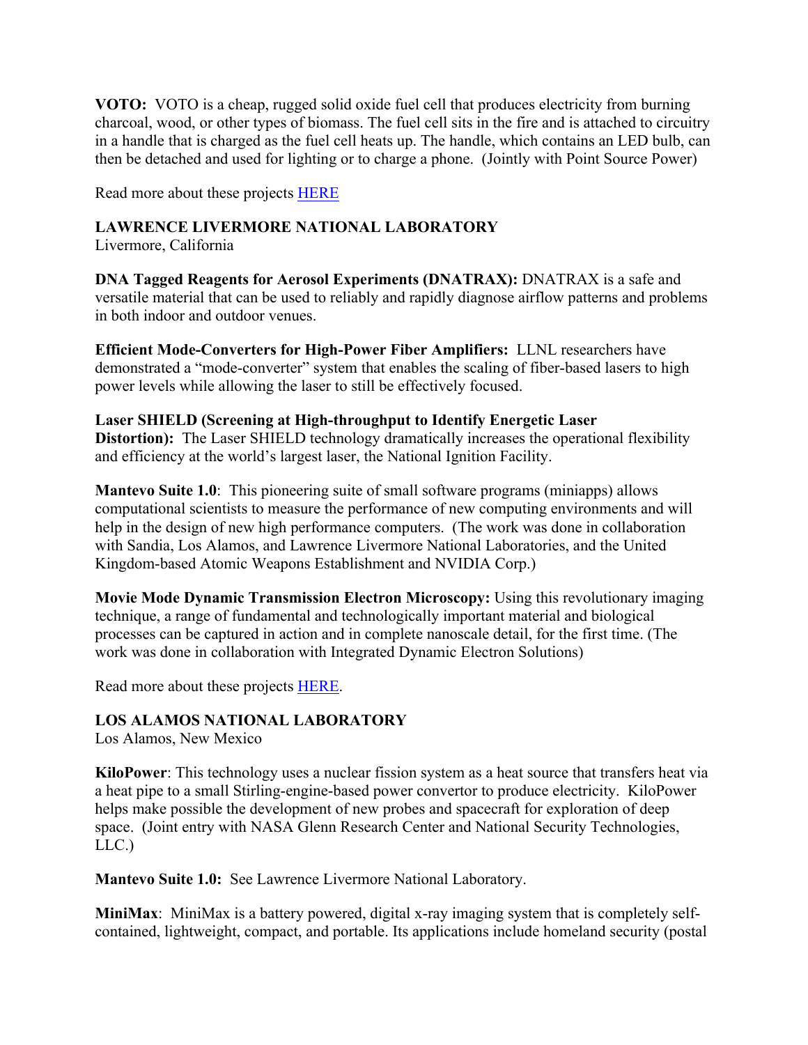**VOTO:** VOTO is a cheap, rugged solid oxide fuel cell that produces electricity from burning charcoal, wood, or other types of biomass. The fuel cell sits in the fire and is attached to circuitry in a handle that is charged as the fuel cell heats up. The handle, which contains an LED bulb, can then be detached and used for lighting or to charge a phone. (Jointly with Point Source Power)

Read more about these projects [HERE]

**LAWRENCE LIVERMORE NATIONAL LABORATORY**
Livermore, California

**DNA Tagged Reagents for Aerosol Experiments (DNATRAX):** DNATRAX is a safe and versatile material that can be used to reliably and rapidly diagnose airflow patterns and problems in both indoor and outdoor venues.

**Efficient Mode-Converters for High-Power Fiber Amplifiers:** LLNL researchers have demonstrated a "mode-converter" system that enables the scaling of fiber-based lasers to high power levels while allowing the laser to still be effectively focused.

**Laser SHIELD (Screening at High-throughput to Identify Energetic Laser Distortion):** The Laser SHIELD technology dramatically increases the operational flexibility and efficiency at the world's largest laser, the National Ignition Facility.

**Mantevo Suite 1.0**: This pioneering suite of small software programs (miniapps) allows computational scientists to measure the performance of new computing environments and will help in the design of new high performance computers. (The work was done in collaboration with Sandia, Los Alamos, and Lawrence Livermore National Laboratories, and the United Kingdom-based Atomic Weapons Establishment and NVIDIA Corp.)

**Movie Mode Dynamic Transmission Electron Microscopy:** Using this revolutionary imaging technique, a range of fundamental and technologically important material and biological processes can be captured in action and in complete nanoscale detail, for the first time. (The work was done in collaboration with Integrated Dynamic Electron Solutions)

Read more about these projects [HERE].

**LOS ALAMOS NATIONAL LABORATORY**
Los Alamos, New Mexico

**KiloPower**: This technology uses a nuclear fission system as a heat source that transfers heat via a heat pipe to a small Stirling-engine-based power convertor to produce electricity. KiloPower helps make possible the development of new probes and spacecraft for exploration of deep space. (Joint entry with NASA Glenn Research Center and National Security Technologies, LLC.)

**Mantevo Suite 1.0:** See Lawrence Livermore National Laboratory.

**MiniMax**: MiniMax is a battery powered, digital x-ray imaging system that is completely self-contained, lightweight, compact, and portable. Its applications include homeland security (postal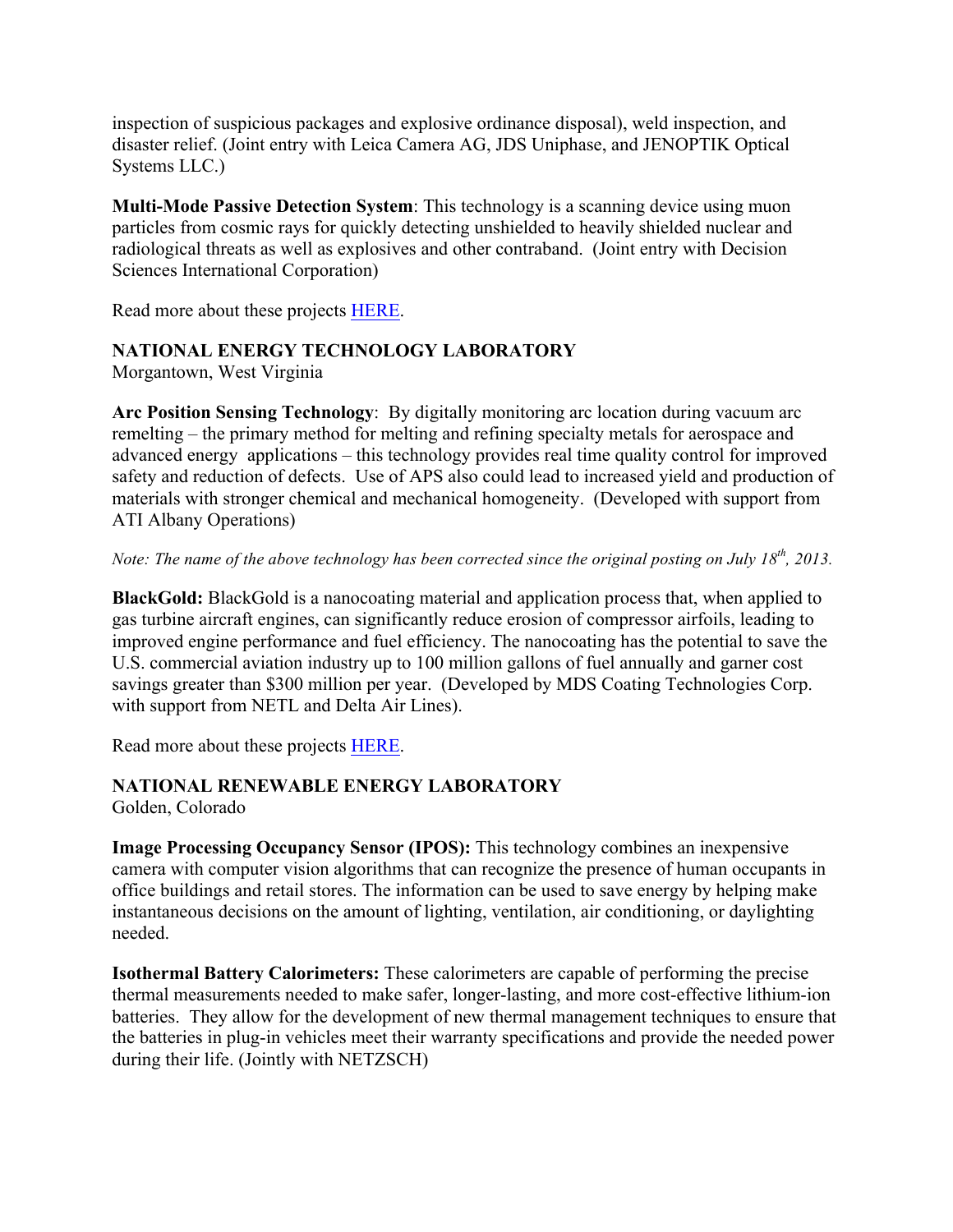inspection of suspicious packages and explosive ordinance disposal), weld inspection, and disaster relief. (Joint entry with Leica Camera AG, JDS Uniphase, and JENOPTIK Optical Systems LLC.)

**Multi-Mode Passive Detection System**: This technology is a scanning device using muon particles from cosmic rays for quickly detecting unshielded to heavily shielded nuclear and radiological threats as well as explosives and other contraband. (Joint entry with Decision Sciences International Corporation)

Read more about these projects HERE.

## NATIONAL ENERGY TECHNOLOGY LABORATORY

Morgantown, West Virginia

**Arc Position Sensing Technology**: By digitally monitoring arc location during vacuum arc remelting – the primary method for melting and refining specialty metals for aerospace and advanced energy applications – this technology provides real time quality control for improved safety and reduction of defects. Use of APS also could lead to increased yield and production of materials with stronger chemical and mechanical homogeneity. (Developed with support from ATI Albany Operations)

*Note: The name of the above technology has been corrected since the original posting on July 18th, 2013.*

**BlackGold:** BlackGold is a nanocoating material and application process that, when applied to gas turbine aircraft engines, can significantly reduce erosion of compressor airfoils, leading to improved engine performance and fuel efficiency. The nanocoating has the potential to save the U.S. commercial aviation industry up to 100 million gallons of fuel annually and garner cost savings greater than $300 million per year. (Developed by MDS Coating Technologies Corp. with support from NETL and Delta Air Lines).

Read more about these projects HERE.

## NATIONAL RENEWABLE ENERGY LABORATORY

Golden, Colorado

**Image Processing Occupancy Sensor (IPOS):** This technology combines an inexpensive camera with computer vision algorithms that can recognize the presence of human occupants in office buildings and retail stores. The information can be used to save energy by helping make instantaneous decisions on the amount of lighting, ventilation, air conditioning, or daylighting needed.

**Isothermal Battery Calorimeters:** These calorimeters are capable of performing the precise thermal measurements needed to make safer, longer-lasting, and more cost-effective lithium-ion batteries. They allow for the development of new thermal management techniques to ensure that the batteries in plug-in vehicles meet their warranty specifications and provide the needed power during their life. (Jointly with NETZSCH)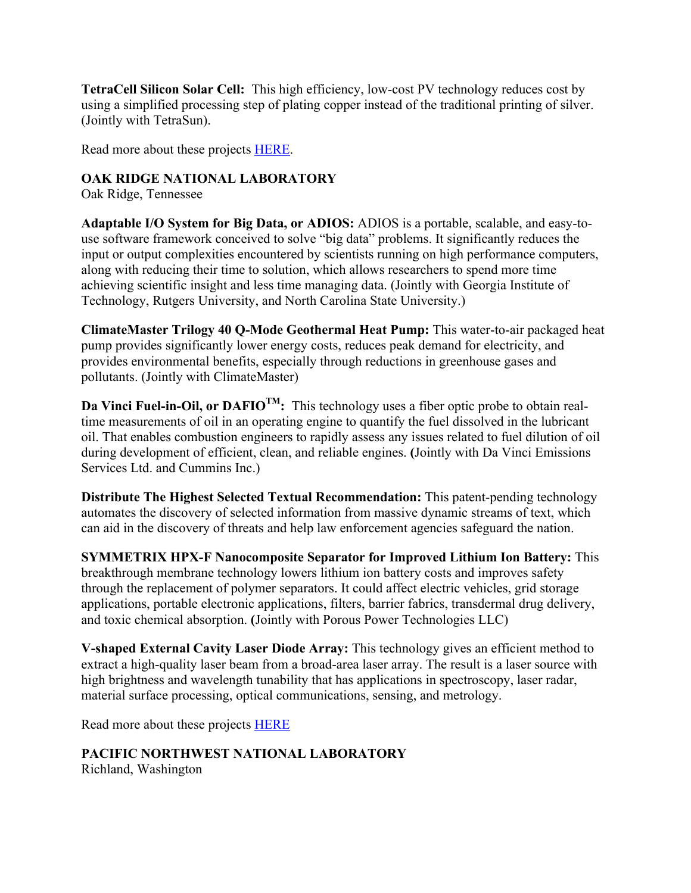**TetraCell Silicon Solar Cell:** This high efficiency, low-cost PV technology reduces cost by using a simplified processing step of plating copper instead of the traditional printing of silver. (Jointly with TetraSun).

Read more about these projects [HERE](#).

**OAK RIDGE NATIONAL LABORATORY**
Oak Ridge, Tennessee

**Adaptable I/O System for Big Data, or ADIOS:** ADIOS is a portable, scalable, and easy-to-use software framework conceived to solve "big data" problems. It significantly reduces the input or output complexities encountered by scientists running on high performance computers, along with reducing their time to solution, which allows researchers to spend more time achieving scientific insight and less time managing data. (Jointly with Georgia Institute of Technology, Rutgers University, and North Carolina State University.)

**ClimateMaster Trilogy 40 Q-Mode Geothermal Heat Pump:** This water-to-air packaged heat pump provides significantly lower energy costs, reduces peak demand for electricity, and provides environmental benefits, especially through reductions in greenhouse gases and pollutants. (Jointly with ClimateMaster)

**Da Vinci Fuel-in-Oil, or DAFIO™:** This technology uses a fiber optic probe to obtain real-time measurements of oil in an operating engine to quantify the fuel dissolved in the lubricant oil. That enables combustion engineers to rapidly assess any issues related to fuel dilution of oil during development of efficient, clean, and reliable engines. **(**Jointly with Da Vinci Emissions Services Ltd. and Cummins Inc.)

**Distribute The Highest Selected Textual Recommendation:** This patent-pending technology automates the discovery of selected information from massive dynamic streams of text, which can aid in the discovery of threats and help law enforcement agencies safeguard the nation.

**SYMMETRIX HPX-F Nanocomposite Separator for Improved Lithium Ion Battery:** This breakthrough membrane technology lowers lithium ion battery costs and improves safety through the replacement of polymer separators. It could affect electric vehicles, grid storage applications, portable electronic applications, filters, barrier fabrics, transdermal drug delivery, and toxic chemical absorption. **(**Jointly with Porous Power Technologies LLC)

**V-shaped External Cavity Laser Diode Array:** This technology gives an efficient method to extract a high-quality laser beam from a broad-area laser array. The result is a laser source with high brightness and wavelength tunability that has applications in spectroscopy, laser radar, material surface processing, optical communications, sensing, and metrology.

Read more about these projects [HERE](#)

**PACIFIC NORTHWEST NATIONAL LABORATORY**
Richland, Washington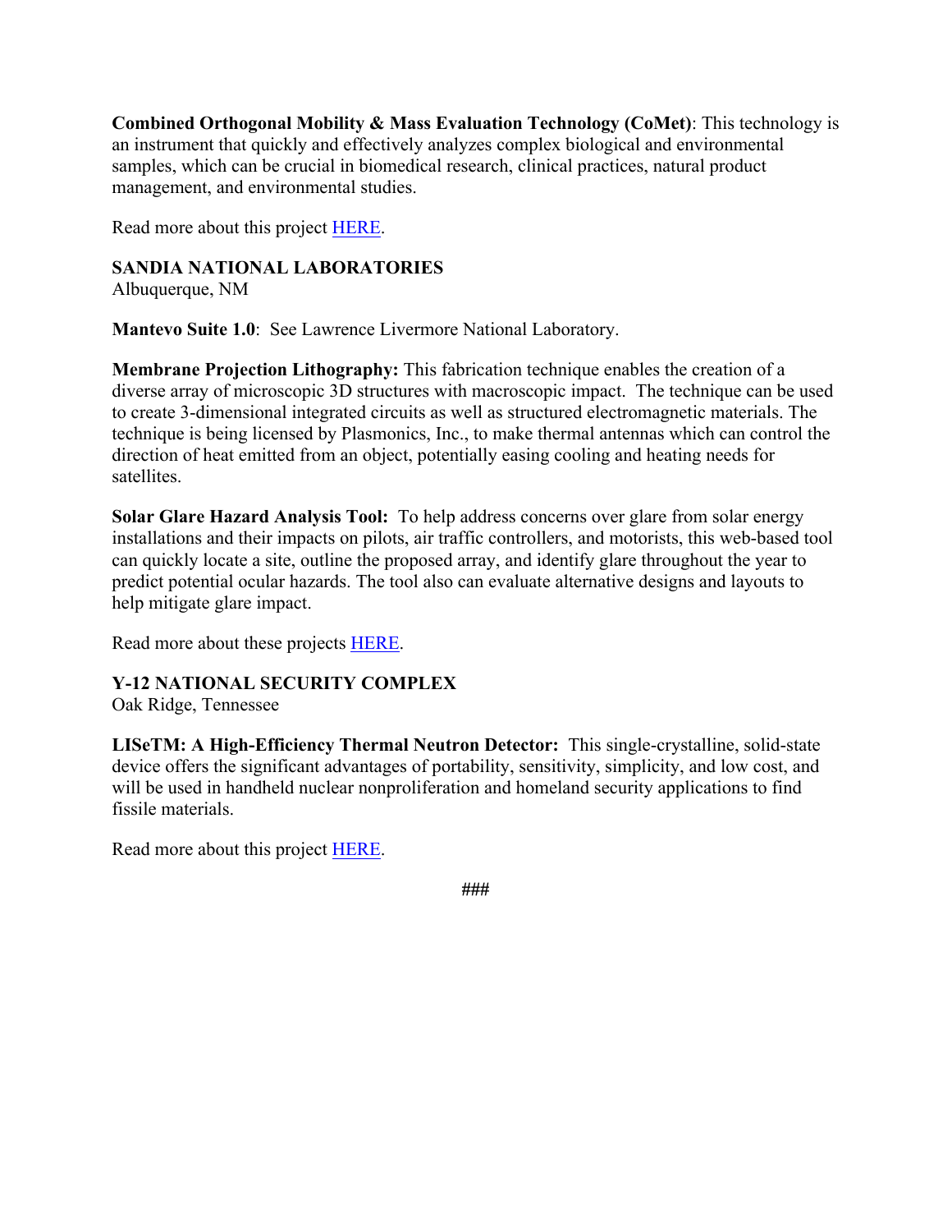**Combined Orthogonal Mobility & Mass Evaluation Technology (CoMet)**: This technology is an instrument that quickly and effectively analyzes complex biological and environmental samples, which can be crucial in biomedical research, clinical practices, natural product management, and environmental studies.

Read more about this project HERE.

**SANDIA NATIONAL LABORATORIES**
Albuquerque, NM

**Mantevo Suite 1.0**: See Lawrence Livermore National Laboratory.

**Membrane Projection Lithography:** This fabrication technique enables the creation of a diverse array of microscopic 3D structures with macroscopic impact. The technique can be used to create 3-dimensional integrated circuits as well as structured electromagnetic materials. The technique is being licensed by Plasmonics, Inc., to make thermal antennas which can control the direction of heat emitted from an object, potentially easing cooling and heating needs for satellites.

**Solar Glare Hazard Analysis Tool:** To help address concerns over glare from solar energy installations and their impacts on pilots, air traffic controllers, and motorists, this web-based tool can quickly locate a site, outline the proposed array, and identify glare throughout the year to predict potential ocular hazards. The tool also can evaluate alternative designs and layouts to help mitigate glare impact.

Read more about these projects HERE.

**Y-12 NATIONAL SECURITY COMPLEX**
Oak Ridge, Tennessee

**LISeTM: A High-Efficiency Thermal Neutron Detector:** This single-crystalline, solid-state device offers the significant advantages of portability, sensitivity, simplicity, and low cost, and will be used in handheld nuclear nonproliferation and homeland security applications to find fissile materials.

Read more about this project HERE.

###